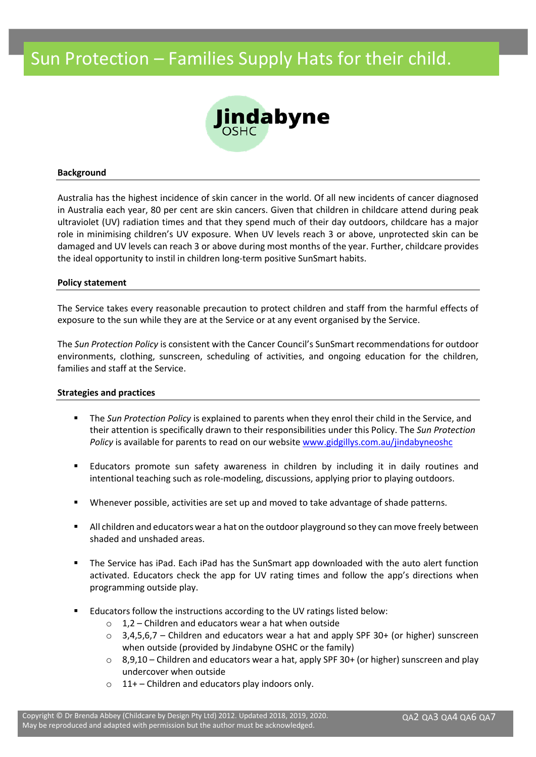# Sun Protection – Families Supply Hats for their child.

Jindabyne OSHC

**Background**

Australia has the highest incidence of skin cancer in the world. Of all new incidents of cancer diagnosed in Australia each year, 80 per cent are skin cancers. Given that children in childcare attend during peak ultraviolet (UV) radiation times and that they spend much of their day outdoors, childcare has a major role in minimising children's UV exposure. When UV levels reach 3 or above, unprotected skin can be damaged and UV levels can reach 3 or above during most months of the year. Further, childcare provides the ideal opportunity to instil in children long-term positive SunSmart habits.

**Policy statement**

The Service takes every reasonable precaution to protect children and staff from the harmful effects of exposure to the sun while they are at the Service or at any event organised by the Service.

The *Sun Protection Policy* is consistent with the Cancer Council's SunSmart recommendations for outdoor environments, clothing, sunscreen, scheduling of activities, and ongoing education for the children, families and staff at the Service.

**Strategies and practices**

- The *Sun Protection Policy* is explained to parents when they enrol their child in the Service, and their attention is specifically drawn to their responsibilities under this Policy. The *Sun Protection Policy* is available for parents to read on our website www.gidgillys.com.au/jindabyneoshc
- Educators promote sun safety awareness in children by including it in daily routines and intentional teaching such as role-modeling, discussions, applying prior to playing outdoors.
- Whenever possible, activities are set up and moved to take advantage of shade patterns.
- All children and educators wear a hat on the outdoor playground so they can move freely between shaded and unshaded areas.
- The Service has iPad. Each iPad has the SunSmart app downloaded with the auto alert function activated. Educators check the app for UV rating times and follow the app's directions when programming outside play.
- Educators follow the instructions according to the UV ratings listed below:
  - 1,2 – Children and educators wear a hat when outside
  - 3,4,5,6,7 – Children and educators wear a hat and apply SPF 30+ (or higher) sunscreen when outside (provided by Jindabyne OSHC or the family)
  - 8,9,10 – Children and educators wear a hat, apply SPF 30+ (or higher) sunscreen and play undercover when outside
  - 11+ – Children and educators play indoors only.

Copyright © Dr Brenda Abbey (Childcare by Design Pty Ltd) 2012. Updated 2018, 2019, 2020. May be reproduced and adapted with permission but the author must be acknowledged.

QA2 QA3 QA4 QA6 QA7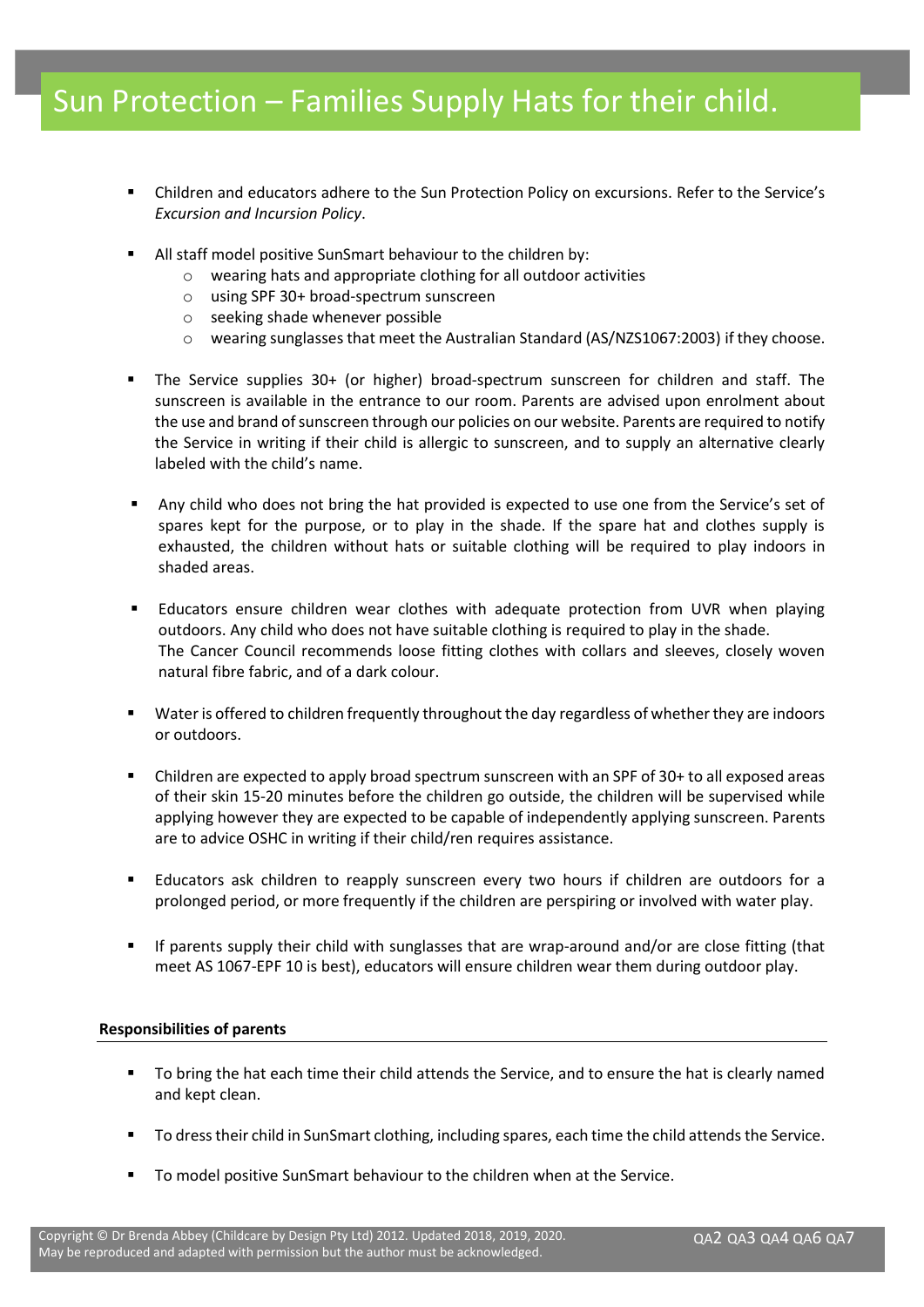# Sun Protection – Families Supply Hats for their child.

- Children and educators adhere to the Sun Protection Policy on excursions. Refer to the Service's *Excursion and Incursion Policy*.

- All staff model positive SunSmart behaviour to the children by:
    - wearing hats and appropriate clothing for all outdoor activities
    - using SPF 30+ broad-spectrum sunscreen
    - seeking shade whenever possible
    - wearing sunglasses that meet the Australian Standard (AS/NZS1067:2003) if they choose.

- The Service supplies 30+ (or higher) broad-spectrum sunscreen for children and staff. The sunscreen is available in the entrance to our room. Parents are advised upon enrolment about the use and brand of sunscreen through our policies on our website. Parents are required to notify the Service in writing if their child is allergic to sunscreen, and to supply an alternative clearly labeled with the child's name.

- Any child who does not bring the hat provided is expected to use one from the Service's set of spares kept for the purpose, or to play in the shade. If the spare hat and clothes supply is exhausted, the children without hats or suitable clothing will be required to play indoors in shaded areas.

- Educators ensure children wear clothes with adequate protection from UVR when playing outdoors. Any child who does not have suitable clothing is required to play in the shade. The Cancer Council recommends loose fitting clothes with collars and sleeves, closely woven natural fibre fabric, and of a dark colour.

- Water is offered to children frequently throughout the day regardless of whether they are indoors or outdoors.

- Children are expected to apply broad spectrum sunscreen with an SPF of 30+ to all exposed areas of their skin 15-20 minutes before the children go outside, the children will be supervised while applying however they are expected to be capable of independently applying sunscreen. Parents are to advice OSHC in writing if their child/ren requires assistance.

- Educators ask children to reapply sunscreen every two hours if children are outdoors for a prolonged period, or more frequently if the children are perspiring or involved with water play.

- If parents supply their child with sunglasses that are wrap-around and/or are close fitting (that meet AS 1067-EPF 10 is best), educators will ensure children wear them during outdoor play.

**Responsibilities of parents**

- To bring the hat each time their child attends the Service, and to ensure the hat is clearly named and kept clean.

- To dress their child in SunSmart clothing, including spares, each time the child attends the Service.

- To model positive SunSmart behaviour to the children when at the Service.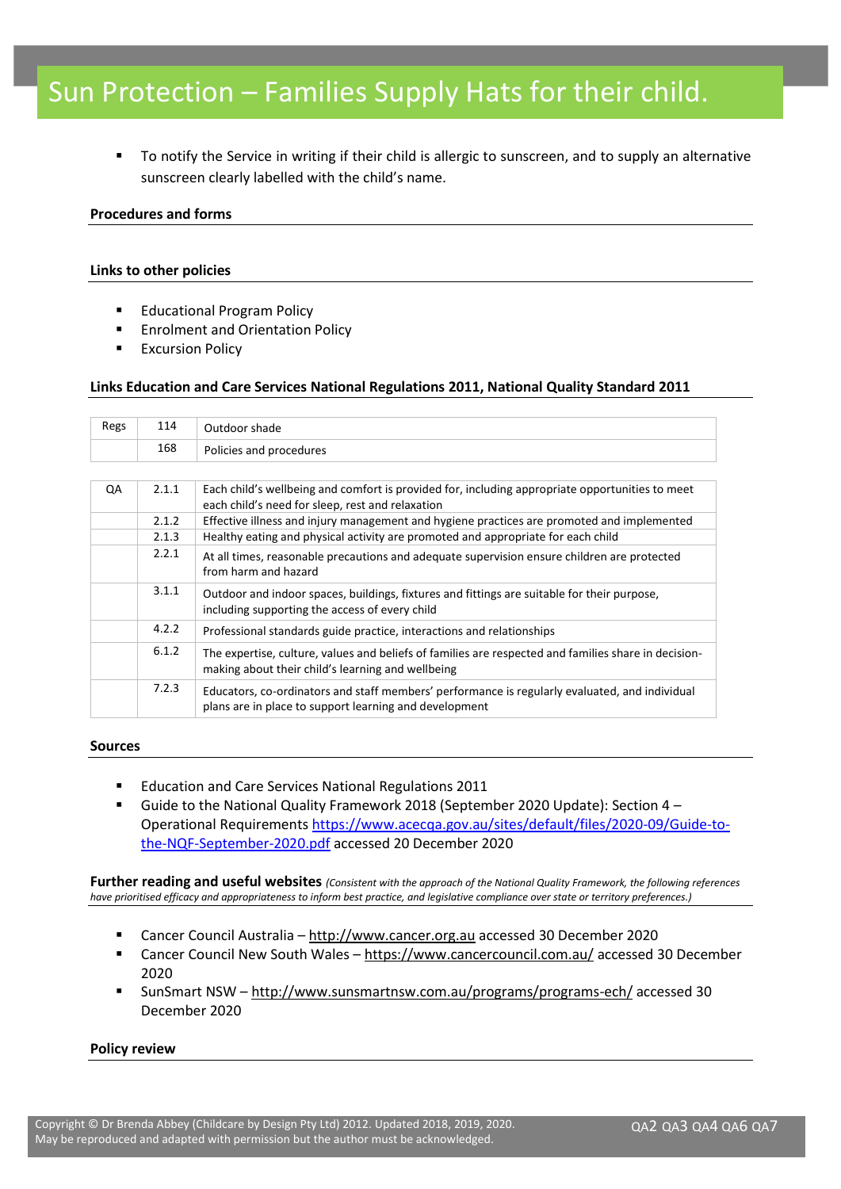- To notify the Service in writing if their child is allergic to sunscreen, and to supply an alternative sunscreen clearly labelled with the child's name.

**Procedures and forms**

**Links to other policies**

- Educational Program Policy
- Enrolment and Orientation Policy
- Excursion Policy

**Links Education and Care Services National Regulations 2011, National Quality Standard 2011**

| Regs | 114 | Outdoor shade |
|---|---|---|
| | 168 | Policies and procedures |

| QA | 2.1.1 | Each child's wellbeing and comfort is provided for, including appropriate opportunities to meet each child's need for sleep, rest and relaxation |
|---|---|---|
| | 2.1.2 | Effective illness and injury management and hygiene practices are promoted and implemented |
| | 2.1.3 | Healthy eating and physical activity are promoted and appropriate for each child |
| | 2.2.1 | At all times, reasonable precautions and adequate supervision ensure children are protected from harm and hazard |
| | 3.1.1 | Outdoor and indoor spaces, buildings, fixtures and fittings are suitable for their purpose, including supporting the access of every child |
| | 4.2.2 | Professional standards guide practice, interactions and relationships |
| | 6.1.2 | The expertise, culture, values and beliefs of families are respected and families share in decision-making about their child's learning and wellbeing |
| | 7.2.3 | Educators, co-ordinators and staff members' performance is regularly evaluated, and individual plans are in place to support learning and development |

**Sources**

- Education and Care Services National Regulations 2011
- Guide to the National Quality Framework 2018 (September 2020 Update): Section 4 – Operational Requirements https://www.acecqa.gov.au/sites/default/files/2020-09/Guide-to-the-NQF-September-2020.pdf accessed 20 December 2020

**Further reading and useful websites** *(Consistent with the approach of the National Quality Framework, the following references have prioritised efficacy and appropriateness to inform best practice, and legislative compliance over state or territory preferences.)*

- Cancer Council Australia – http://www.cancer.org.au accessed 30 December 2020
- Cancer Council New South Wales – https://www.cancercouncil.com.au/ accessed 30 December 2020
- SunSmart NSW – http://www.sunsmartnsw.com.au/programs/programs-ech/ accessed 30 December 2020

**Policy review**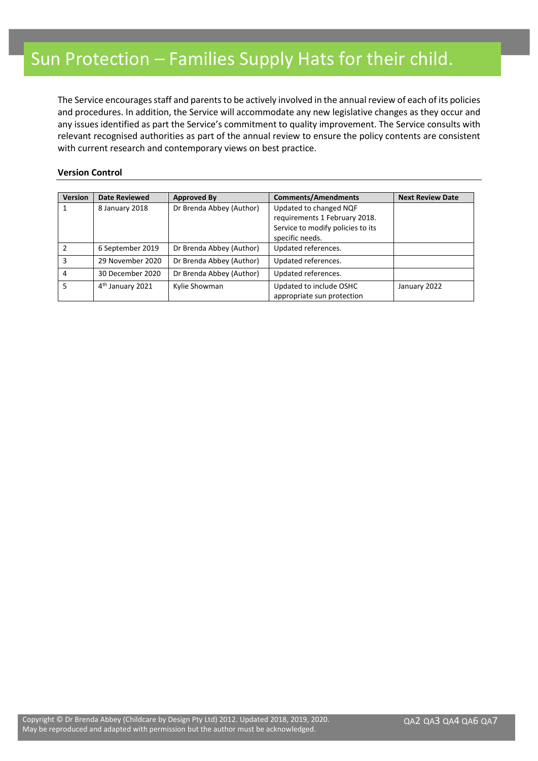# Sun Protection – Families Supply Hats for their child.

The Service encourages staff and parents to be actively involved in the annual review of each of its policies and procedures. In addition, the Service will accommodate any new legislative changes as they occur and any issues identified as part the Service's commitment to quality improvement. The Service consults with relevant recognised authorities as part of the annual review to ensure the policy contents are consistent with current research and contemporary views on best practice.

**Version Control**

| Version | Date Reviewed | Approved By | Comments/Amendments | Next Review Date |
|---|---|---|---|---|
| 1 | 8 January 2018 | Dr Brenda Abbey (Author) | Updated to changed NQF requirements 1 February 2018. Service to modify policies to its specific needs. | |
| 2 | 6 September 2019 | Dr Brenda Abbey (Author) | Updated references. | |
| 3 | 29 November 2020 | Dr Brenda Abbey (Author) | Updated references. | |
| 4 | 30 December 2020 | Dr Brenda Abbey (Author) | Updated references. | |
| 5 | 4th January 2021 | Kylie Showman | Updated to include OSHC appropriate sun protection | January 2022 |